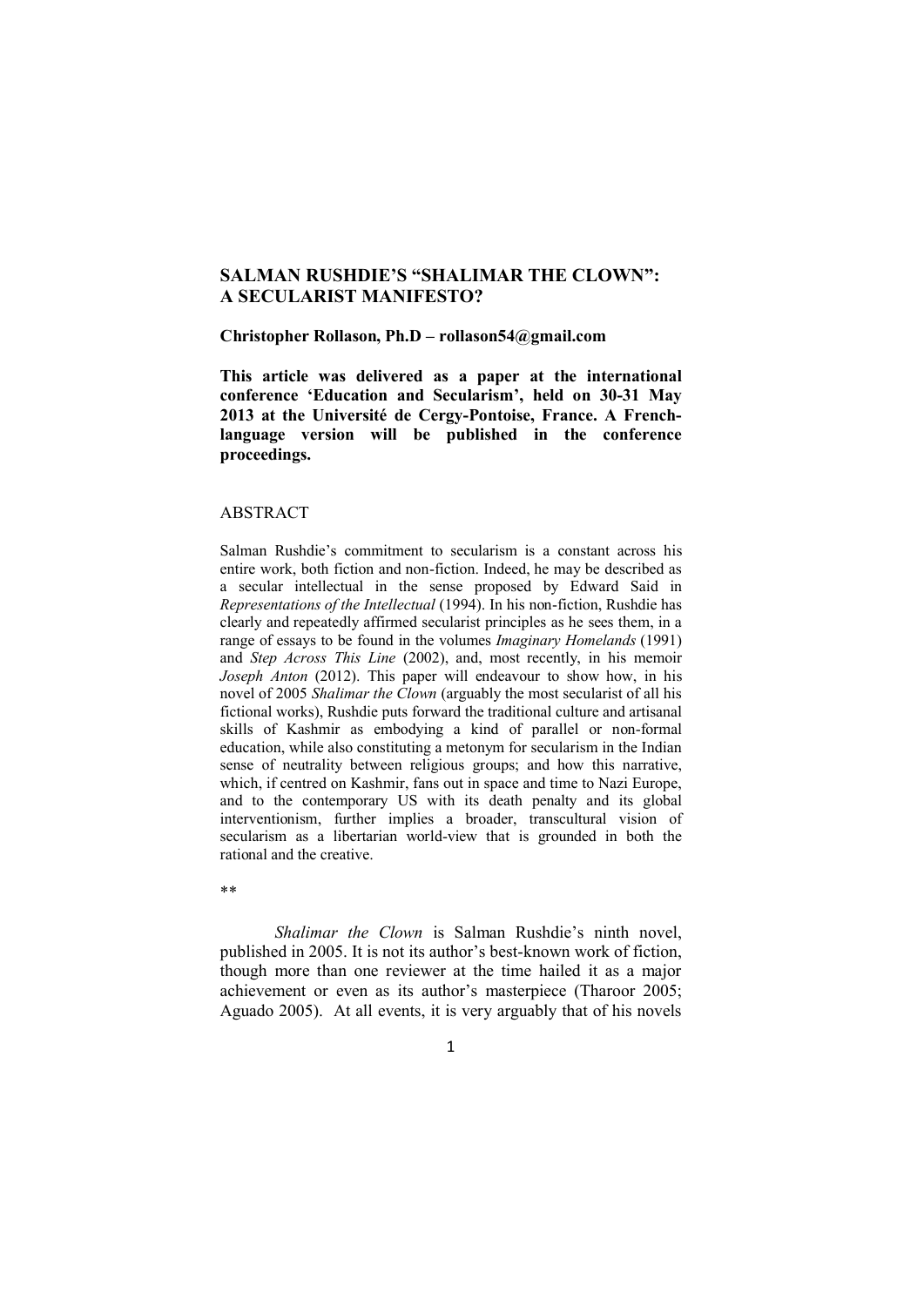# SALMAN RUSHDIE'S "SHALIMAR THE CLOWN": A SECULARIST MANIFESTO?

**Christopher Rollason, Ph.D – rollason54@gmail.com**

**This article was delivered as a paper at the international conference 'Education and Secularism', held on 30-31 May 2013 at the Université de Cergy-Pontoise, France. A French-language version will be published in the conference proceedings.**

## ABSTRACT

Salman Rushdie's commitment to secularism is a constant across his entire work, both fiction and non-fiction. Indeed, he may be described as a secular intellectual in the sense proposed by Edward Said in *Representations of the Intellectual* (1994). In his non-fiction, Rushdie has clearly and repeatedly affirmed secularist principles as he sees them, in a range of essays to be found in the volumes *Imaginary Homelands* (1991) and *Step Across This Line* (2002), and, most recently, in his memoir *Joseph Anton* (2012). This paper will endeavour to show how, in his novel of 2005 *Shalimar the Clown* (arguably the most secularist of all his fictional works), Rushdie puts forward the traditional culture and artisanal skills of Kashmir as embodying a kind of parallel or non-formal education, while also constituting a metonym for secularism in the Indian sense of neutrality between religious groups; and how this narrative, which, if centred on Kashmir, fans out in space and time to Nazi Europe, and to the contemporary US with its death penalty and its global interventionism, further implies a broader, transcultural vision of secularism as a libertarian world-view that is grounded in both the rational and the creative.

**

*Shalimar the Clown* is Salman Rushdie's ninth novel, published in 2005. It is not its author's best-known work of fiction, though more than one reviewer at the time hailed it as a major achievement or even as its author's masterpiece (Tharoor 2005; Aguado 2005). At all events, it is very arguably that of his novels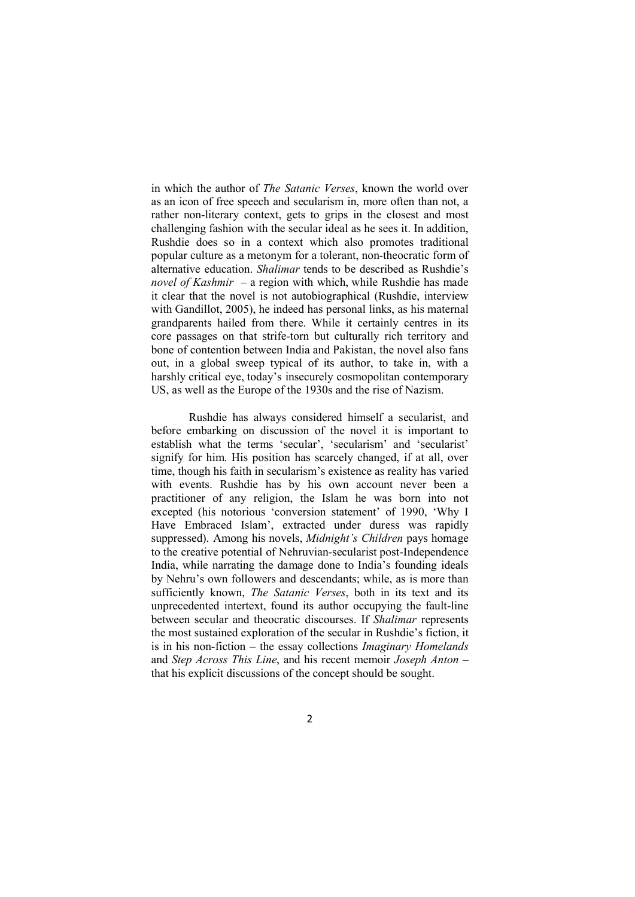in which the author of *The Satanic Verses*, known the world over as an icon of free speech and secularism in, more often than not, a rather non-literary context, gets to grips in the closest and most challenging fashion with the secular ideal as he sees it. In addition, Rushdie does so in a context which also promotes traditional popular culture as a metonym for a tolerant, non-theocratic form of alternative education. *Shalimar* tends to be described as Rushdie's *novel of Kashmir* – a region with which, while Rushdie has made it clear that the novel is not autobiographical (Rushdie, interview with Gandillot, 2005), he indeed has personal links, as his maternal grandparents hailed from there. While it certainly centres in its core passages on that strife-torn but culturally rich territory and bone of contention between India and Pakistan, the novel also fans out, in a global sweep typical of its author, to take in, with a harshly critical eye, today's insecurely cosmopolitan contemporary US, as well as the Europe of the 1930s and the rise of Nazism.

Rushdie has always considered himself a secularist, and before embarking on discussion of the novel it is important to establish what the terms 'secular', 'secularism' and 'secularist' signify for him. His position has scarcely changed, if at all, over time, though his faith in secularism's existence as reality has varied with events. Rushdie has by his own account never been a practitioner of any religion, the Islam he was born into not excepted (his notorious 'conversion statement' of 1990, 'Why I Have Embraced Islam', extracted under duress was rapidly suppressed). Among his novels, *Midnight's Children* pays homage to the creative potential of Nehruvian-secularist post-Independence India, while narrating the damage done to India's founding ideals by Nehru's own followers and descendants; while, as is more than sufficiently known, *The Satanic Verses*, both in its text and its unprecedented intertext, found its author occupying the fault-line between secular and theocratic discourses. If *Shalimar* represents the most sustained exploration of the secular in Rushdie's fiction, it is in his non-fiction – the essay collections *Imaginary Homelands* and *Step Across This Line*, and his recent memoir *Joseph Anton* – that his explicit discussions of the concept should be sought.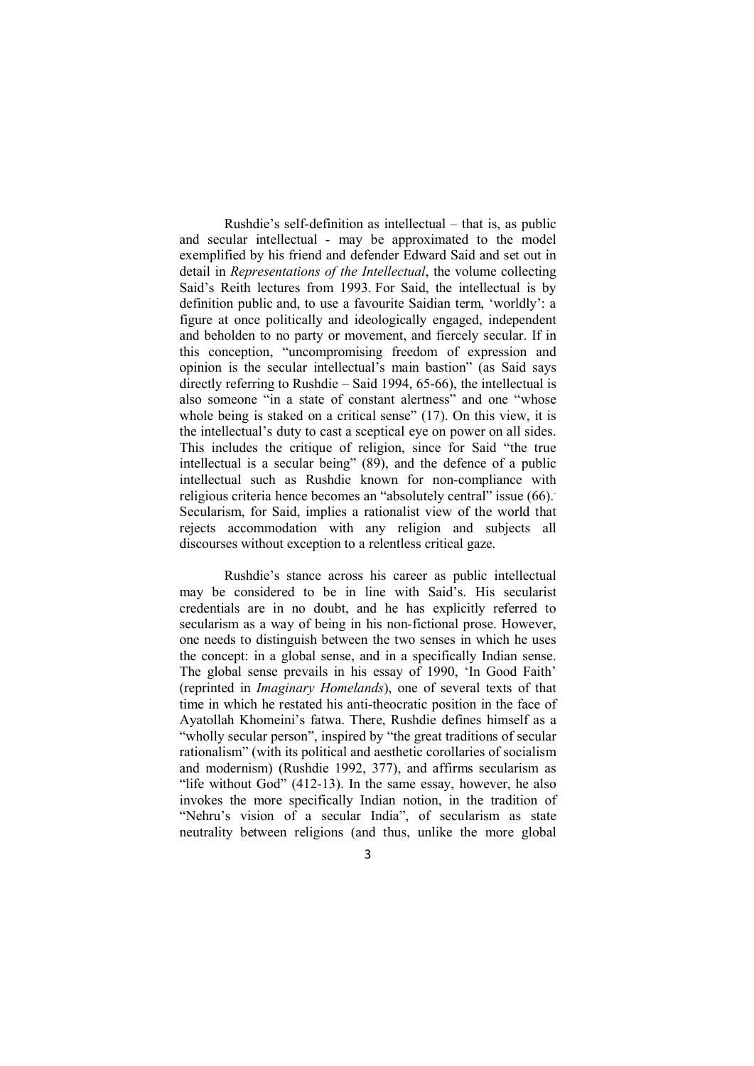Rushdie's self-definition as intellectual – that is, as public and secular intellectual - may be approximated to the model exemplified by his friend and defender Edward Said and set out in detail in *Representations of the Intellectual*, the volume collecting Said's Reith lectures from 1993. For Said, the intellectual is by definition public and, to use a favourite Saidian term, 'worldly': a figure at once politically and ideologically engaged, independent and beholden to no party or movement, and fiercely secular. If in this conception, "uncompromising freedom of expression and opinion is the secular intellectual's main bastion" (as Said says directly referring to Rushdie – Said 1994, 65-66), the intellectual is also someone "in a state of constant alertness" and one "whose whole being is staked on a critical sense" (17). On this view, it is the intellectual's duty to cast a sceptical eye on power on all sides. This includes the critique of religion, since for Said "the true intellectual is a secular being" (89), and the defence of a public intellectual such as Rushdie known for non-compliance with religious criteria hence becomes an "absolutely central" issue (66). Secularism, for Said, implies a rationalist view of the world that rejects accommodation with any religion and subjects all discourses without exception to a relentless critical gaze.

Rushdie's stance across his career as public intellectual may be considered to be in line with Said's. His secularist credentials are in no doubt, and he has explicitly referred to secularism as a way of being in his non-fictional prose. However, one needs to distinguish between the two senses in which he uses the concept: in a global sense, and in a specifically Indian sense. The global sense prevails in his essay of 1990, 'In Good Faith' (reprinted in *Imaginary Homelands*), one of several texts of that time in which he restated his anti-theocratic position in the face of Ayatollah Khomeini's fatwa. There, Rushdie defines himself as a "wholly secular person", inspired by "the great traditions of secular rationalism" (with its political and aesthetic corollaries of socialism and modernism) (Rushdie 1992, 377), and affirms secularism as "life without God" (412-13). In the same essay, however, he also invokes the more specifically Indian notion, in the tradition of "Nehru's vision of a secular India", of secularism as state neutrality between religions (and thus, unlike the more global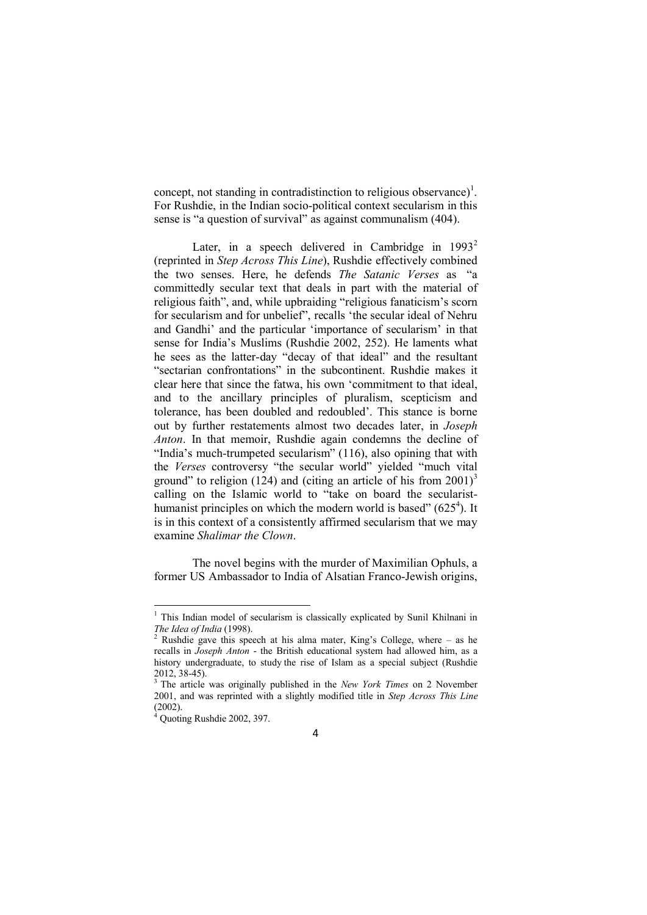concept, not standing in contradistinction to religious observance)[1]. For Rushdie, in the Indian socio-political context secularism in this sense is "a question of survival" as against communalism (404).

Later, in a speech delivered in Cambridge in 1993[2] (reprinted in *Step Across This Line*), Rushdie effectively combined the two senses. Here, he defends *The Satanic Verses* as "a committedly secular text that deals in part with the material of religious faith", and, while upbraiding "religious fanaticism's scorn for secularism and for unbelief", recalls 'the secular ideal of Nehru and Gandhi' and the particular 'importance of secularism' in that sense for India's Muslims (Rushdie 2002, 252). He laments what he sees as the latter-day "decay of that ideal" and the resultant "sectarian confrontations" in the subcontinent. Rushdie makes it clear here that since the fatwa, his own 'commitment to that ideal, and to the ancillary principles of pluralism, scepticism and tolerance, has been doubled and redoubled'. This stance is borne out by further restatements almost two decades later, in *Joseph Anton*. In that memoir, Rushdie again condemns the decline of "India's much-trumpeted secularism" (116), also opining that with the *Verses* controversy "the secular world" yielded "much vital ground" to religion (124) and (citing an article of his from 2001)[3] calling on the Islamic world to "take on board the secularist-humanist principles on which the modern world is based" (625[4]). It is in this context of a consistently affirmed secularism that we may examine *Shalimar the Clown*.

The novel begins with the murder of Maximilian Ophuls, a former US Ambassador to India of Alsatian Franco-Jewish origins,

---

[1] This Indian model of secularism is classically explicated by Sunil Khilnani in *The Idea of India* (1998).

[2] Rushdie gave this speech at his alma mater, King's College, where – as he recalls in *Joseph Anton* - the British educational system had allowed him, as a history undergraduate, to study the rise of Islam as a special subject (Rushdie 2012, 38-45).

[3] The article was originally published in the *New York Times* on 2 November 2001, and was reprinted with a slightly modified title in *Step Across This Line* (2002).

[4] Quoting Rushdie 2002, 397.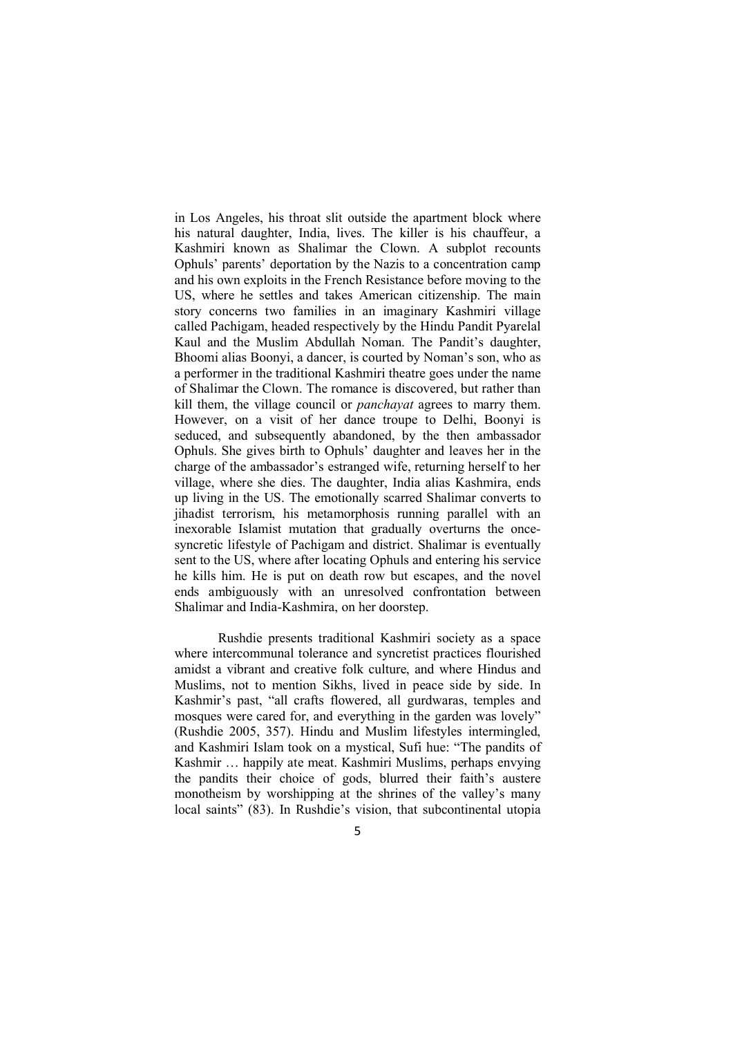in Los Angeles, his throat slit outside the apartment block where his natural daughter, India, lives. The killer is his chauffeur, a Kashmiri known as Shalimar the Clown. A subplot recounts Ophuls' parents' deportation by the Nazis to a concentration camp and his own exploits in the French Resistance before moving to the US, where he settles and takes American citizenship. The main story concerns two families in an imaginary Kashmiri village called Pachigam, headed respectively by the Hindu Pandit Pyarelal Kaul and the Muslim Abdullah Noman. The Pandit's daughter, Bhoomi alias Boonyi, a dancer, is courted by Noman's son, who as a performer in the traditional Kashmiri theatre goes under the name of Shalimar the Clown. The romance is discovered, but rather than kill them, the village council or *panchayat* agrees to marry them. However, on a visit of her dance troupe to Delhi, Boonyi is seduced, and subsequently abandoned, by the then ambassador Ophuls. She gives birth to Ophuls' daughter and leaves her in the charge of the ambassador's estranged wife, returning herself to her village, where she dies. The daughter, India alias Kashmira, ends up living in the US. The emotionally scarred Shalimar converts to jihadist terrorism, his metamorphosis running parallel with an inexorable Islamist mutation that gradually overturns the once-syncretic lifestyle of Pachigam and district. Shalimar is eventually sent to the US, where after locating Ophuls and entering his service he kills him. He is put on death row but escapes, and the novel ends ambiguously with an unresolved confrontation between Shalimar and India-Kashmira, on her doorstep.

Rushdie presents traditional Kashmiri society as a space where intercommunal tolerance and syncretist practices flourished amidst a vibrant and creative folk culture, and where Hindus and Muslims, not to mention Sikhs, lived in peace side by side. In Kashmir's past, "all crafts flowered, all gurdwaras, temples and mosques were cared for, and everything in the garden was lovely" (Rushdie 2005, 357). Hindu and Muslim lifestyles intermingled, and Kashmiri Islam took on a mystical, Sufi hue: "The pandits of Kashmir … happily ate meat. Kashmiri Muslims, perhaps envying the pandits their choice of gods, blurred their faith's austere monotheism by worshipping at the shrines of the valley's many local saints" (83). In Rushdie's vision, that subcontinental utopia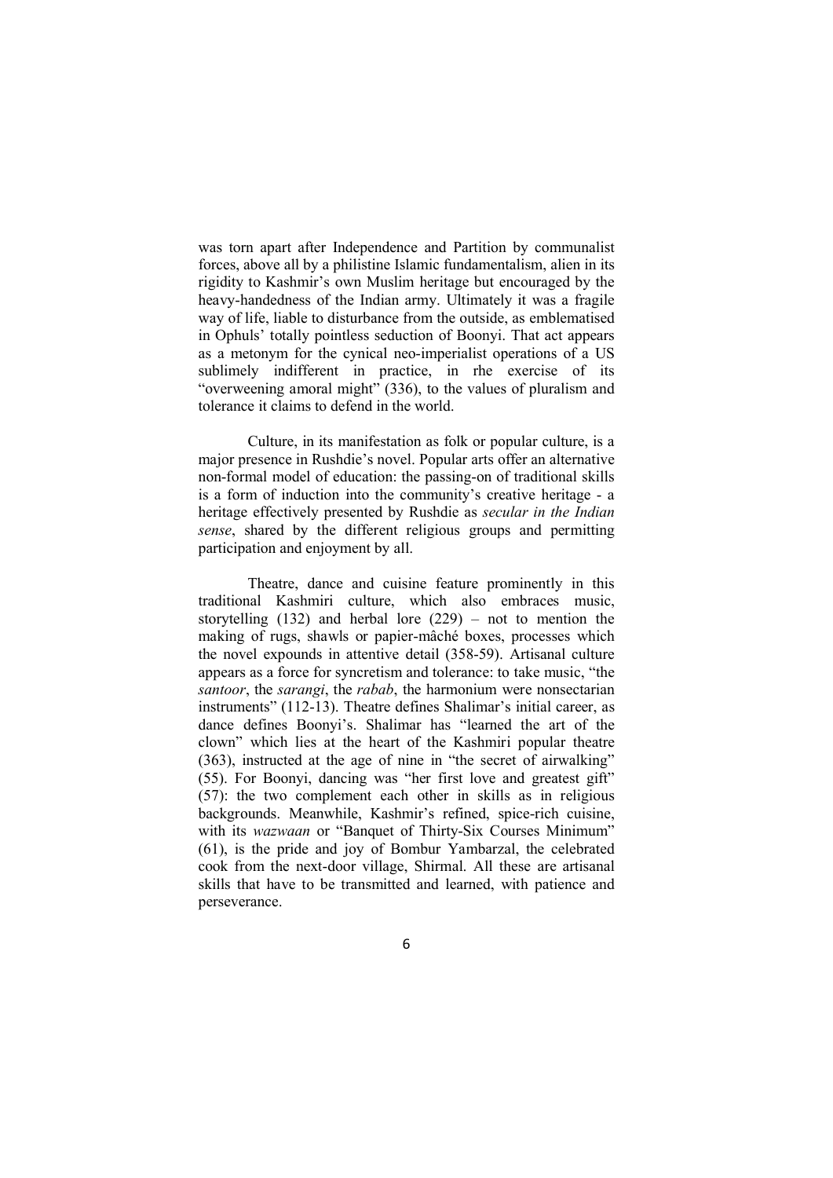was torn apart after Independence and Partition by communalist forces, above all by a philistine Islamic fundamentalism, alien in its rigidity to Kashmir's own Muslim heritage but encouraged by the heavy-handedness of the Indian army. Ultimately it was a fragile way of life, liable to disturbance from the outside, as emblematised in Ophuls' totally pointless seduction of Boonyi. That act appears as a metonym for the cynical neo-imperialist operations of a US sublimely indifferent in practice, in rhe exercise of its "overweening amoral might" (336), to the values of pluralism and tolerance it claims to defend in the world.

Culture, in its manifestation as folk or popular culture, is a major presence in Rushdie's novel. Popular arts offer an alternative non-formal model of education: the passing-on of traditional skills is a form of induction into the community's creative heritage - a heritage effectively presented by Rushdie as *secular in the Indian sense*, shared by the different religious groups and permitting participation and enjoyment by all.

Theatre, dance and cuisine feature prominently in this traditional Kashmiri culture, which also embraces music, storytelling (132) and herbal lore (229) – not to mention the making of rugs, shawls or papier-mâché boxes, processes which the novel expounds in attentive detail (358-59). Artisanal culture appears as a force for syncretism and tolerance: to take music, "the *santoor*, the *sarangi*, the *rabab*, the harmonium were nonsectarian instruments" (112-13). Theatre defines Shalimar's initial career, as dance defines Boonyi's. Shalimar has "learned the art of the clown" which lies at the heart of the Kashmiri popular theatre (363), instructed at the age of nine in "the secret of airwalking" (55). For Boonyi, dancing was "her first love and greatest gift" (57): the two complement each other in skills as in religious backgrounds. Meanwhile, Kashmir's refined, spice-rich cuisine, with its *wazwaan* or "Banquet of Thirty-Six Courses Minimum" (61), is the pride and joy of Bombur Yambarzal, the celebrated cook from the next-door village, Shirmal. All these are artisanal skills that have to be transmitted and learned, with patience and perseverance.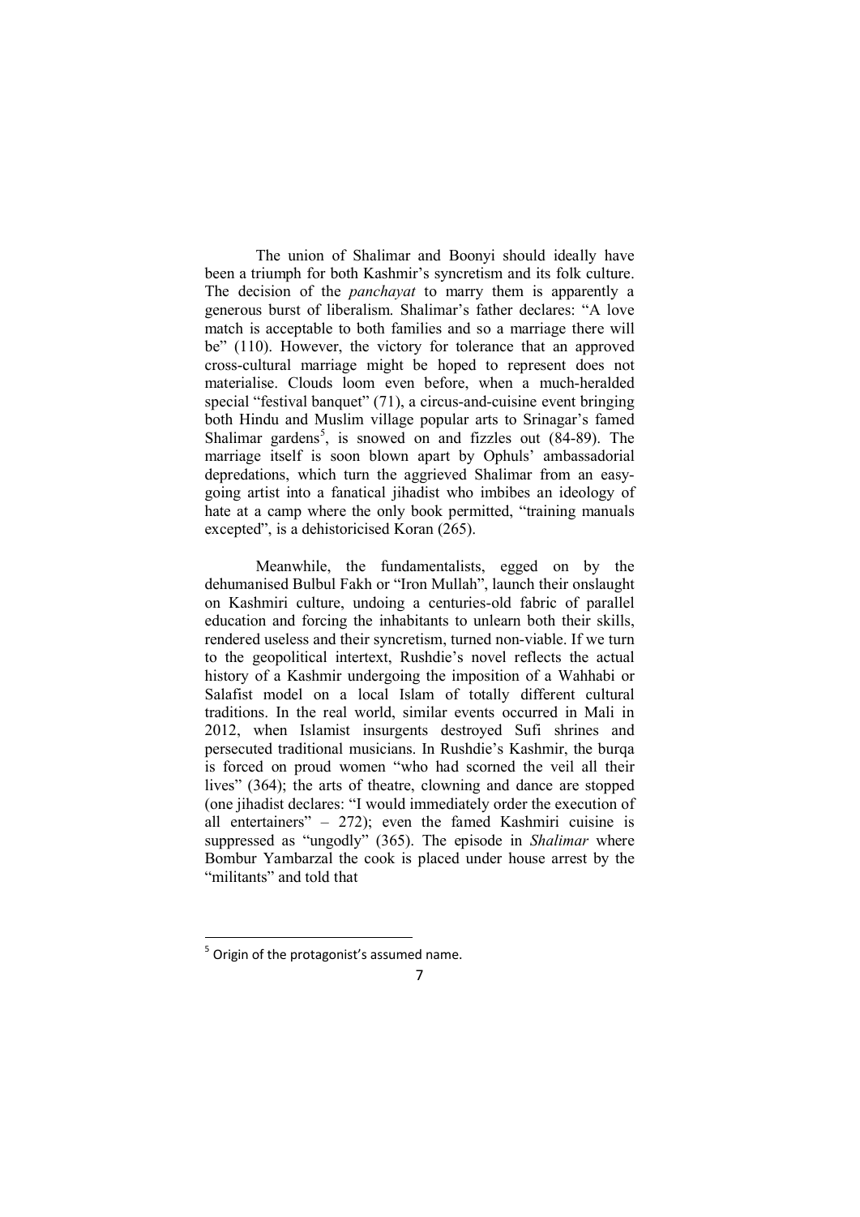The union of Shalimar and Boonyi should ideally have been a triumph for both Kashmir's syncretism and its folk culture. The decision of the *panchayat* to marry them is apparently a generous burst of liberalism. Shalimar's father declares: "A love match is acceptable to both families and so a marriage there will be" (110). However, the victory for tolerance that an approved cross-cultural marriage might be hoped to represent does not materialise. Clouds loom even before, when a much-heralded special "festival banquet" (71), a circus-and-cuisine event bringing both Hindu and Muslim village popular arts to Srinagar's famed Shalimar gardens[5], is snowed on and fizzles out (84-89). The marriage itself is soon blown apart by Ophuls' ambassadorial depredations, which turn the aggrieved Shalimar from an easy-going artist into a fanatical jihadist who imbibes an ideology of hate at a camp where the only book permitted, "training manuals excepted", is a dehistoricised Koran (265).

Meanwhile, the fundamentalists, egged on by the dehumanised Bulbul Fakh or "Iron Mullah", launch their onslaught on Kashmiri culture, undoing a centuries-old fabric of parallel education and forcing the inhabitants to unlearn both their skills, rendered useless and their syncretism, turned non-viable. If we turn to the geopolitical intertext, Rushdie's novel reflects the actual history of a Kashmir undergoing the imposition of a Wahhabi or Salafist model on a local Islam of totally different cultural traditions. In the real world, similar events occurred in Mali in 2012, when Islamist insurgents destroyed Sufi shrines and persecuted traditional musicians. In Rushdie's Kashmir, the burqa is forced on proud women "who had scorned the veil all their lives" (364); the arts of theatre, clowning and dance are stopped (one jihadist declares: "I would immediately order the execution of all entertainers" – 272); even the famed Kashmiri cuisine is suppressed as "ungodly" (365). The episode in *Shalimar* where Bombur Yambarzal the cook is placed under house arrest by the "militants" and told that

[5] Origin of the protagonist's assumed name.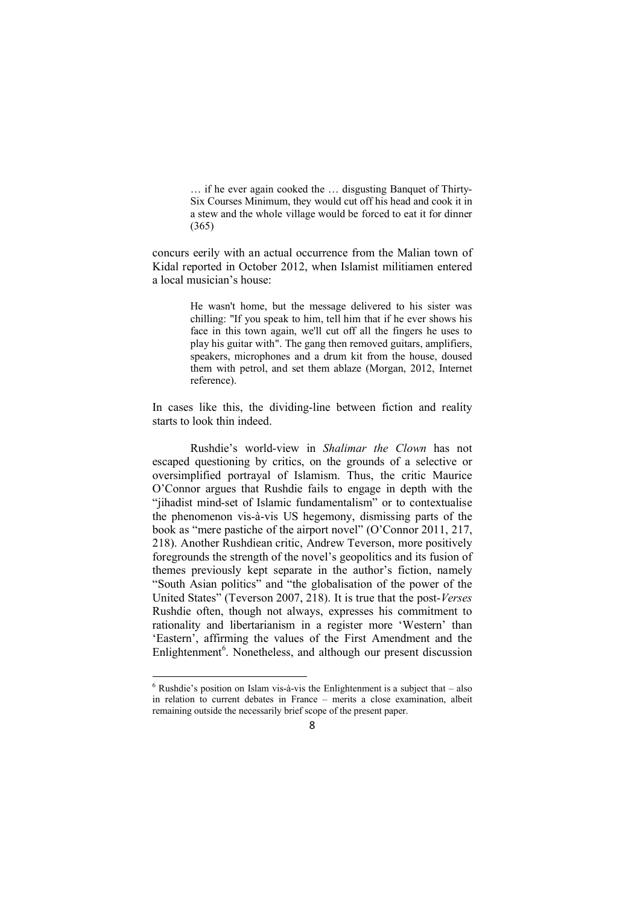> … if he ever again cooked the … disgusting Banquet of Thirty-Six Courses Minimum, they would cut off his head and cook it in a stew and the whole village would be forced to eat it for dinner (365)

concurs eerily with an actual occurrence from the Malian town of Kidal reported in October 2012, when Islamist militiamen entered a local musician's house:

> He wasn't home, but the message delivered to his sister was chilling: "If you speak to him, tell him that if he ever shows his face in this town again, we'll cut off all the fingers he uses to play his guitar with". The gang then removed guitars, amplifiers, speakers, microphones and a drum kit from the house, doused them with petrol, and set them ablaze (Morgan, 2012, Internet reference).

In cases like this, the dividing-line between fiction and reality starts to look thin indeed.

Rushdie's world-view in *Shalimar the Clown* has not escaped questioning by critics, on the grounds of a selective or oversimplified portrayal of Islamism. Thus, the critic Maurice O'Connor argues that Rushdie fails to engage in depth with the "jihadist mind-set of Islamic fundamentalism" or to contextualise the phenomenon vis-à-vis US hegemony, dismissing parts of the book as "mere pastiche of the airport novel" (O'Connor 2011, 217, 218). Another Rushdiean critic, Andrew Teverson, more positively foregrounds the strength of the novel's geopolitics and its fusion of themes previously kept separate in the author's fiction, namely "South Asian politics" and "the globalisation of the power of the United States" (Teverson 2007, 218). It is true that the post-*Verses* Rushdie often, though not always, expresses his commitment to rationality and libertarianism in a register more 'Western' than 'Eastern', affirming the values of the First Amendment and the Enlightenment[6]. Nonetheless, and although our present discussion

[6] Rushdie's position on Islam vis-à-vis the Enlightenment is a subject that – also in relation to current debates in France – merits a close examination, albeit remaining outside the necessarily brief scope of the present paper.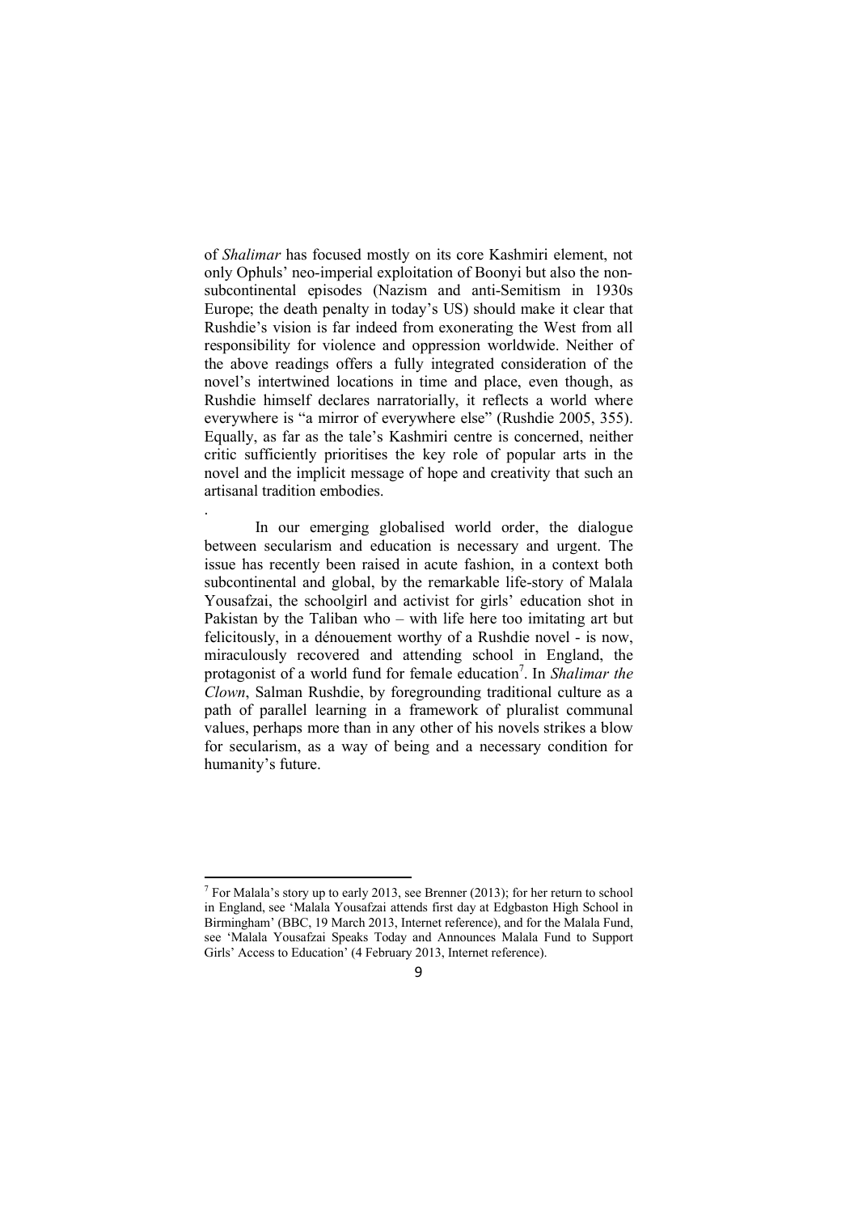of *Shalimar* has focused mostly on its core Kashmiri element, not only Ophuls' neo-imperial exploitation of Boonyi but also the non-subcontinental episodes (Nazism and anti-Semitism in 1930s Europe; the death penalty in today's US) should make it clear that Rushdie's vision is far indeed from exonerating the West from all responsibility for violence and oppression worldwide. Neither of the above readings offers a fully integrated consideration of the novel's intertwined locations in time and place, even though, as Rushdie himself declares narratorially, it reflects a world where everywhere is "a mirror of everywhere else" (Rushdie 2005, 355). Equally, as far as the tale's Kashmiri centre is concerned, neither critic sufficiently prioritises the key role of popular arts in the novel and the implicit message of hope and creativity that such an artisanal tradition embodies.

.

In our emerging globalised world order, the dialogue between secularism and education is necessary and urgent. The issue has recently been raised in acute fashion, in a context both subcontinental and global, by the remarkable life-story of Malala Yousafzai, the schoolgirl and activist for girls' education shot in Pakistan by the Taliban who – with life here too imitating art but felicitously, in a dénouement worthy of a Rushdie novel - is now, miraculously recovered and attending school in England, the protagonist of a world fund for female education[7]. In *Shalimar the Clown*, Salman Rushdie, by foregrounding traditional culture as a path of parallel learning in a framework of pluralist communal values, perhaps more than in any other of his novels strikes a blow for secularism, as a way of being and a necessary condition for humanity's future.

---

[7] For Malala's story up to early 2013, see Brenner (2013); for her return to school in England, see 'Malala Yousafzai attends first day at Edgbaston High School in Birmingham' (BBC, 19 March 2013, Internet reference), and for the Malala Fund, see 'Malala Yousafzai Speaks Today and Announces Malala Fund to Support Girls' Access to Education' (4 February 2013, Internet reference).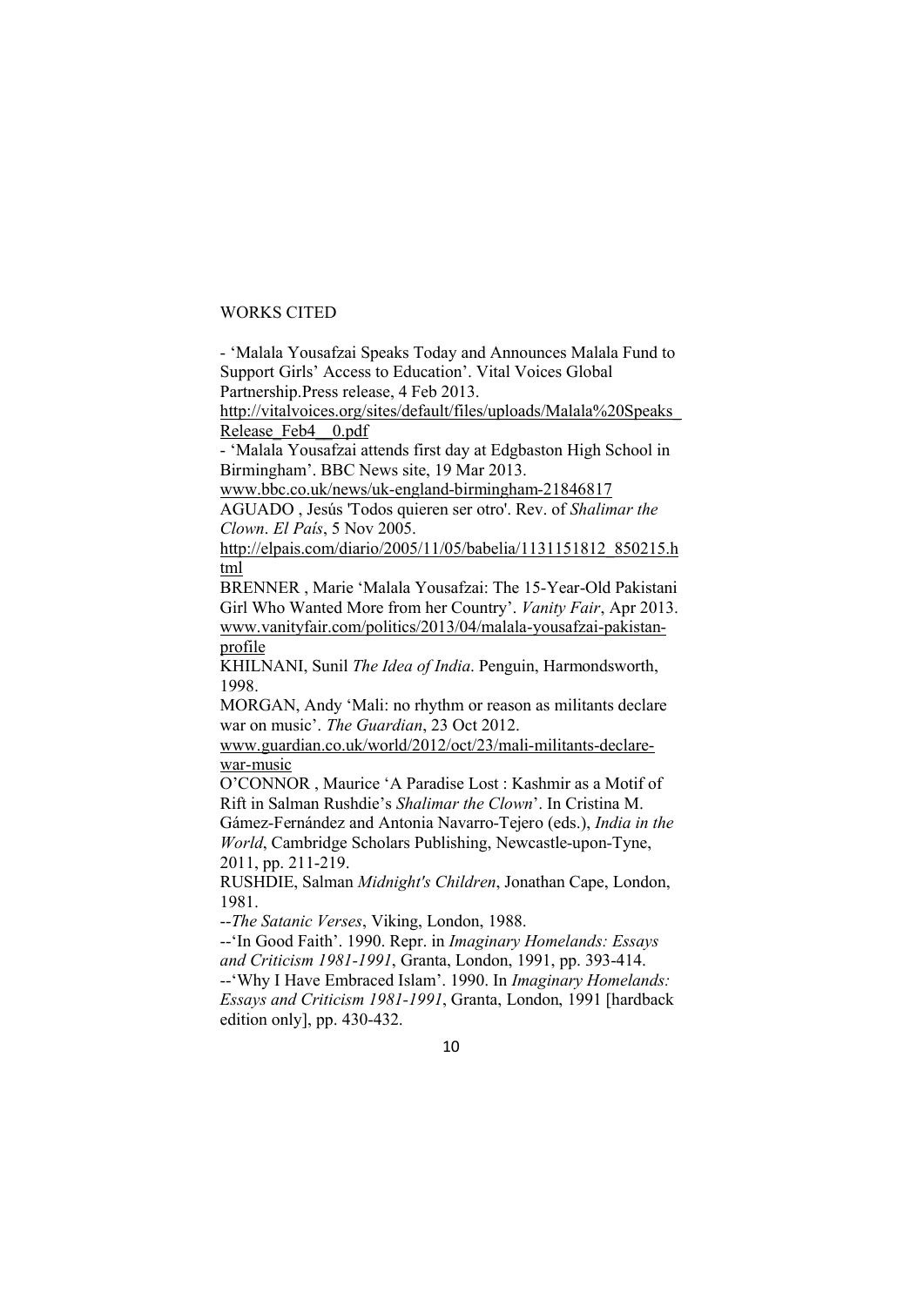# WORKS CITED

- 'Malala Yousafzai Speaks Today and Announces Malala Fund to Support Girls' Access to Education'. Vital Voices Global Partnership.Press release, 4 Feb 2013. http://vitalvoices.org/sites/default/files/uploads/Malala%20Speaks_Release_Feb4__0.pdf

- 'Malala Yousafzai attends first day at Edgbaston High School in Birmingham'. BBC News site, 19 Mar 2013. www.bbc.co.uk/news/uk-england-birmingham-21846817

AGUADO , Jesús 'Todos quieren ser otro'. Rev. of *Shalimar the Clown*. *El País*, 5 Nov 2005. http://elpais.com/diario/2005/11/05/babelia/1131151812_850215.html

BRENNER , Marie 'Malala Yousafzai: The 15-Year-Old Pakistani Girl Who Wanted More from her Country'. *Vanity Fair*, Apr 2013. www.vanityfair.com/politics/2013/04/malala-yousafzai-pakistan-profile

KHILNANI, Sunil *The Idea of India*. Penguin, Harmondsworth, 1998.

MORGAN, Andy 'Mali: no rhythm or reason as militants declare war on music'. *The Guardian*, 23 Oct 2012. www.guardian.co.uk/world/2012/oct/23/mali-militants-declare-war-music

O'CONNOR , Maurice 'A Paradise Lost : Kashmir as a Motif of Rift in Salman Rushdie's *Shalimar the Clown*'. In Cristina M. Gámez-Fernández and Antonia Navarro-Tejero (eds.), *India in the World*, Cambridge Scholars Publishing, Newcastle-upon-Tyne, 2011, pp. 211-219.

RUSHDIE, Salman *Midnight's Children*, Jonathan Cape, London, 1981.

--*The Satanic Verses*, Viking, London, 1988.

--'In Good Faith'. 1990. Repr. in *Imaginary Homelands: Essays and Criticism 1981-1991*, Granta, London, 1991, pp. 393-414.

--'Why I Have Embraced Islam'. 1990. In *Imaginary Homelands: Essays and Criticism 1981-1991*, Granta, London, 1991 [hardback edition only], pp. 430-432.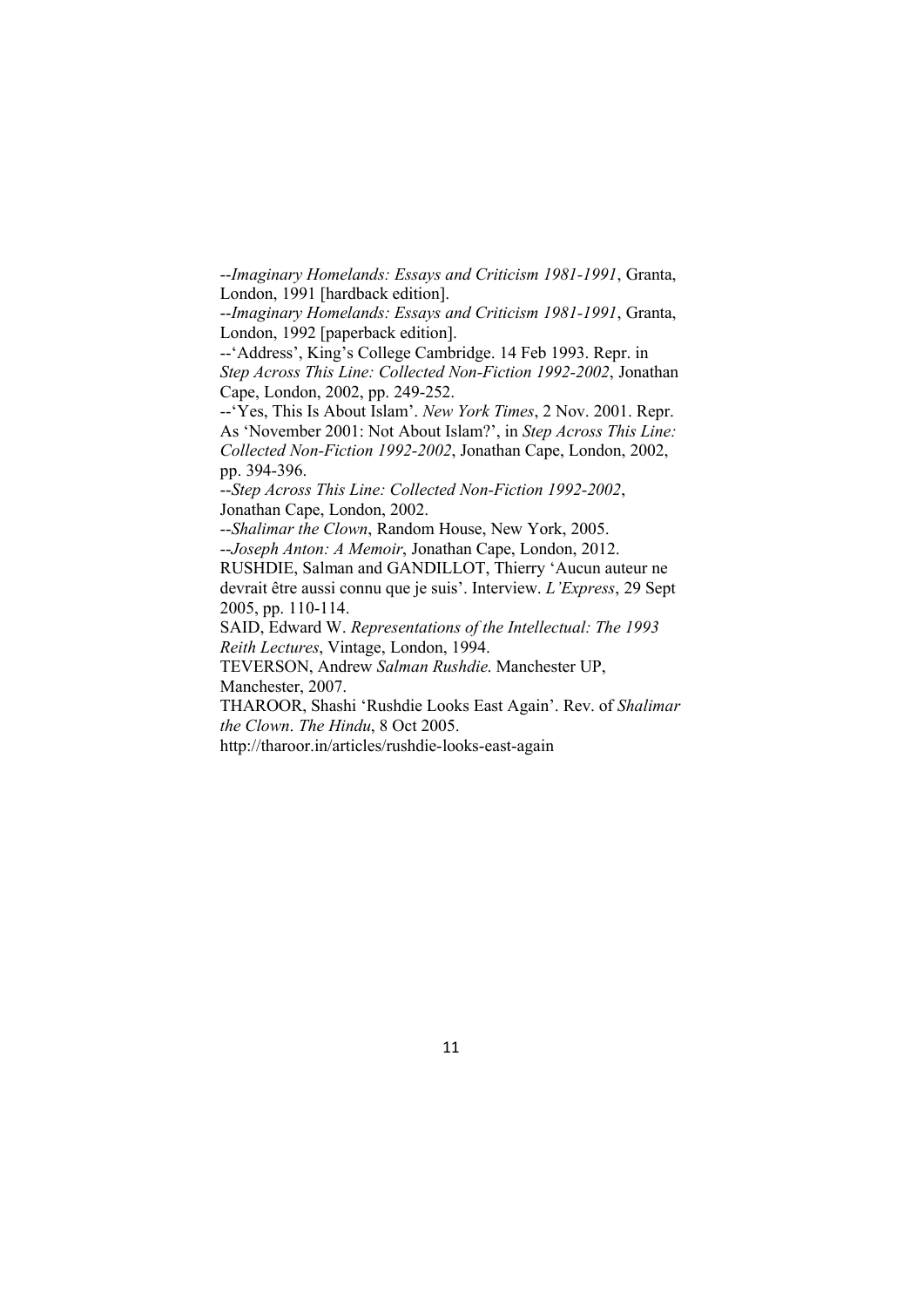--*Imaginary Homelands: Essays and Criticism 1981-1991*, Granta, London, 1991 [hardback edition].

--*Imaginary Homelands: Essays and Criticism 1981-1991*, Granta, London, 1992 [paperback edition].

--'Address', King's College Cambridge. 14 Feb 1993. Repr. in *Step Across This Line: Collected Non-Fiction 1992-2002*, Jonathan Cape, London, 2002, pp. 249-252.

--'Yes, This Is About Islam'. *New York Times*, 2 Nov. 2001. Repr. As 'November 2001: Not About Islam?', in *Step Across This Line: Collected Non-Fiction 1992-2002*, Jonathan Cape, London, 2002, pp. 394-396.

--*Step Across This Line: Collected Non-Fiction 1992-2002*, Jonathan Cape, London, 2002.

--*Shalimar the Clown*, Random House, New York, 2005.

--*Joseph Anton: A Memoir*, Jonathan Cape, London, 2012.

RUSHDIE, Salman and GANDILLOT, Thierry 'Aucun auteur ne devrait être aussi connu que je suis'. Interview. *L'Express*, 29 Sept 2005, pp. 110-114.

SAID, Edward W. *Representations of the Intellectual: The 1993 Reith Lectures*, Vintage, London, 1994.

TEVERSON, Andrew *Salman Rushdie.* Manchester UP, Manchester, 2007.

THAROOR, Shashi 'Rushdie Looks East Again'. Rev. of *Shalimar the Clown*. *The Hindu*, 8 Oct 2005.
http://tharoor.in/articles/rushdie-looks-east-again